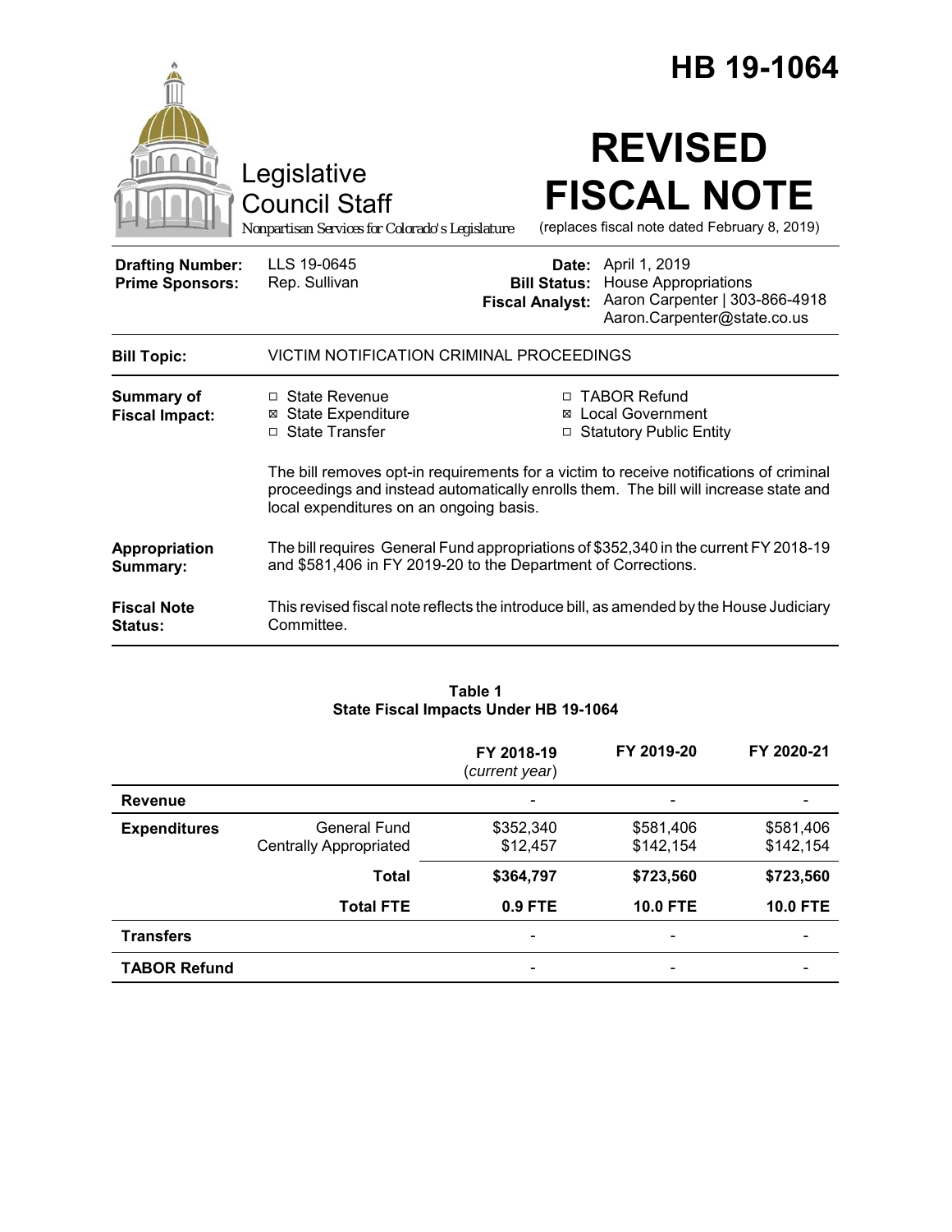# HB 19-1064

Legislative Council Staff

*Nonpartisan Services for Colorado's Legislature*

# REVISED FISCAL NOTE

(replaces fiscal note dated February 8, 2019)

| | | | |
|---|---|---|---|
| **Drafting Number:** | LLS 19-0645 | **Date:** | April 1, 2019 |
| **Prime Sponsors:** | Rep. Sullivan | **Bill Status:** | House Appropriations |
| | | **Fiscal Analyst:** | Aaron Carpenter \| 303-866-4918 Aaron.Carpenter@state.co.us |

| | |
|---|---|
| **Bill Topic:** | VICTIM NOTIFICATION CRIMINAL PROCEEDINGS |
| **Summary of Fiscal Impact:** | ☐ State Revenue<br>☒ State Expenditure<br>☐ State Transfer<br>☐ TABOR Refund<br>☒ Local Government<br>☐ Statutory Public Entity<br><br>The bill removes opt-in requirements for a victim to receive notifications of criminal proceedings and instead automatically enrolls them. The bill will increase state and local expenditures on an ongoing basis. |
| **Appropriation Summary:** | The bill requires General Fund appropriations of $352,340 in the current FY 2018-19 and $581,406 in FY 2019-20 to the Department of Corrections. |
| **Fiscal Note Status:** | This revised fiscal note reflects the introduce bill, as amended by the House Judiciary Committee. |

**Table 1**
**State Fiscal Impacts Under HB 19-1064**

| | | FY 2018-19 (*current year*) | FY 2019-20 | FY 2020-21 |
|---|---|---|---|---|
| **Revenue** | | - | - | - |
| **Expenditures** | General Fund | $352,340 | $581,406 | $581,406 |
| | Centrally Appropriated | $12,457 | $142,154 | $142,154 |
| | **Total** | **$364,797** | **$723,560** | **$723,560** |
| | **Total FTE** | **0.9 FTE** | **10.0 FTE** | **10.0 FTE** |
| **Transfers** | | - | - | - |
| **TABOR Refund** | | - | - | - |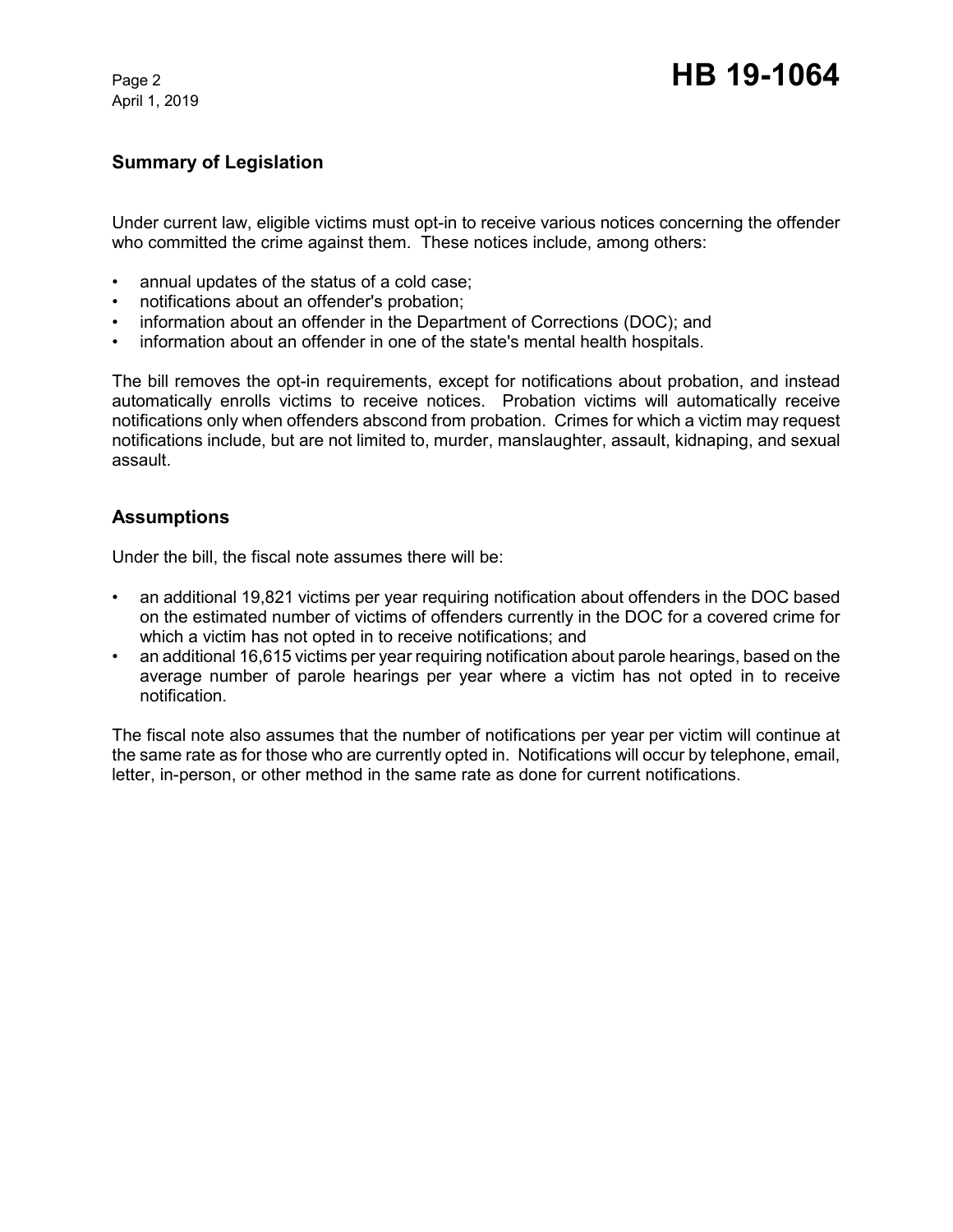## Summary of Legislation

Under current law, eligible victims must opt-in to receive various notices concerning the offender who committed the crime against them. These notices include, among others:

- annual updates of the status of a cold case;
- notifications about an offender's probation;
- information about an offender in the Department of Corrections (DOC); and
- information about an offender in one of the state's mental health hospitals.

The bill removes the opt-in requirements, except for notifications about probation, and instead automatically enrolls victims to receive notices. Probation victims will automatically receive notifications only when offenders abscond from probation. Crimes for which a victim may request notifications include, but are not limited to, murder, manslaughter, assault, kidnaping, and sexual assault.

## Assumptions

Under the bill, the fiscal note assumes there will be:

- an additional 19,821 victims per year requiring notification about offenders in the DOC based on the estimated number of victims of offenders currently in the DOC for a covered crime for which a victim has not opted in to receive notifications; and
- an additional 16,615 victims per year requiring notification about parole hearings, based on the average number of parole hearings per year where a victim has not opted in to receive notification.

The fiscal note also assumes that the number of notifications per year per victim will continue at the same rate as for those who are currently opted in. Notifications will occur by telephone, email, letter, in-person, or other method in the same rate as done for current notifications.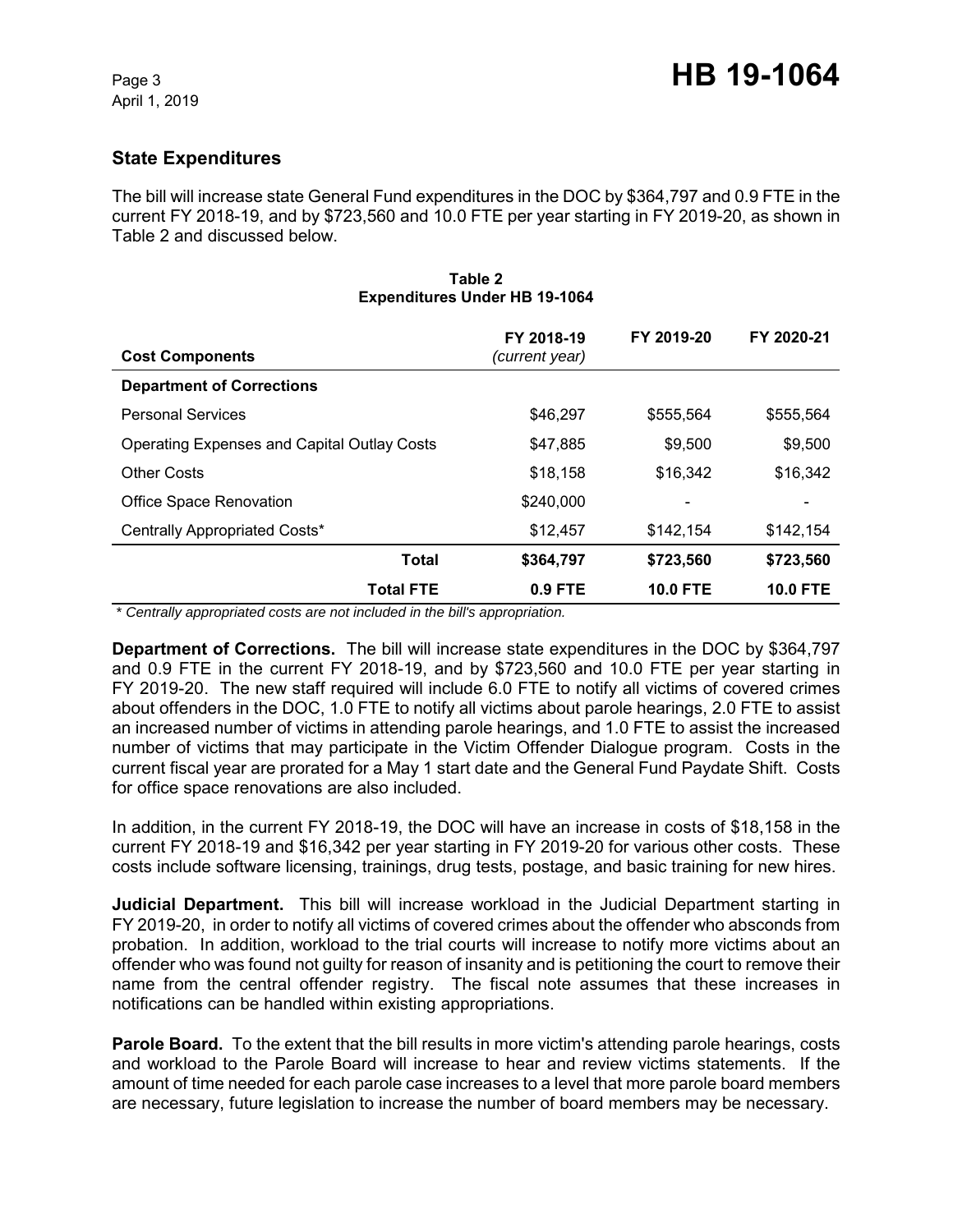## State Expenditures

The bill will increase state General Fund expenditures in the DOC by $364,797 and 0.9 FTE in the current FY 2018-19, and by $723,560 and 10.0 FTE per year starting in FY 2019-20, as shown in Table 2 and discussed below.

**Table 2**
**Expenditures Under HB 19-1064**

| Cost Components | FY 2018-19 *(current year)* | FY 2019-20 | FY 2020-21 |
|---|---|---|---|
| **Department of Corrections** | | | |
| Personal Services | $46,297 | $555,564 | $555,564 |
| Operating Expenses and Capital Outlay Costs | $47,885 | $9,500 | $9,500 |
| Other Costs | $18,158 | $16,342 | $16,342 |
| Office Space Renovation | $240,000 | - | - |
| Centrally Appropriated Costs* | $12,457 | $142,154 | $142,154 |
| **Total** | **$364,797** | **$723,560** | **$723,560** |
| **Total FTE** | **0.9 FTE** | **10.0 FTE** | **10.0 FTE** |

*\* Centrally appropriated costs are not included in the bill's appropriation.*

**Department of Corrections.** The bill will increase state expenditures in the DOC by $364,797 and 0.9 FTE in the current FY 2018-19, and by $723,560 and 10.0 FTE per year starting in FY 2019-20. The new staff required will include 6.0 FTE to notify all victims of covered crimes about offenders in the DOC, 1.0 FTE to notify all victims about parole hearings, 2.0 FTE to assist an increased number of victims in attending parole hearings, and 1.0 FTE to assist the increased number of victims that may participate in the Victim Offender Dialogue program. Costs in the current fiscal year are prorated for a May 1 start date and the General Fund Paydate Shift. Costs for office space renovations are also included.

In addition, in the current FY 2018-19, the DOC will have an increase in costs of $18,158 in the current FY 2018-19 and $16,342 per year starting in FY 2019-20 for various other costs. These costs include software licensing, trainings, drug tests, postage, and basic training for new hires.

**Judicial Department.** This bill will increase workload in the Judicial Department starting in FY 2019-20, in order to notify all victims of covered crimes about the offender who absconds from probation. In addition, workload to the trial courts will increase to notify more victims about an offender who was found not guilty for reason of insanity and is petitioning the court to remove their name from the central offender registry. The fiscal note assumes that these increases in notifications can be handled within existing appropriations.

**Parole Board.** To the extent that the bill results in more victim's attending parole hearings, costs and workload to the Parole Board will increase to hear and review victims statements. If the amount of time needed for each parole case increases to a level that more parole board members are necessary, future legislation to increase the number of board members may be necessary.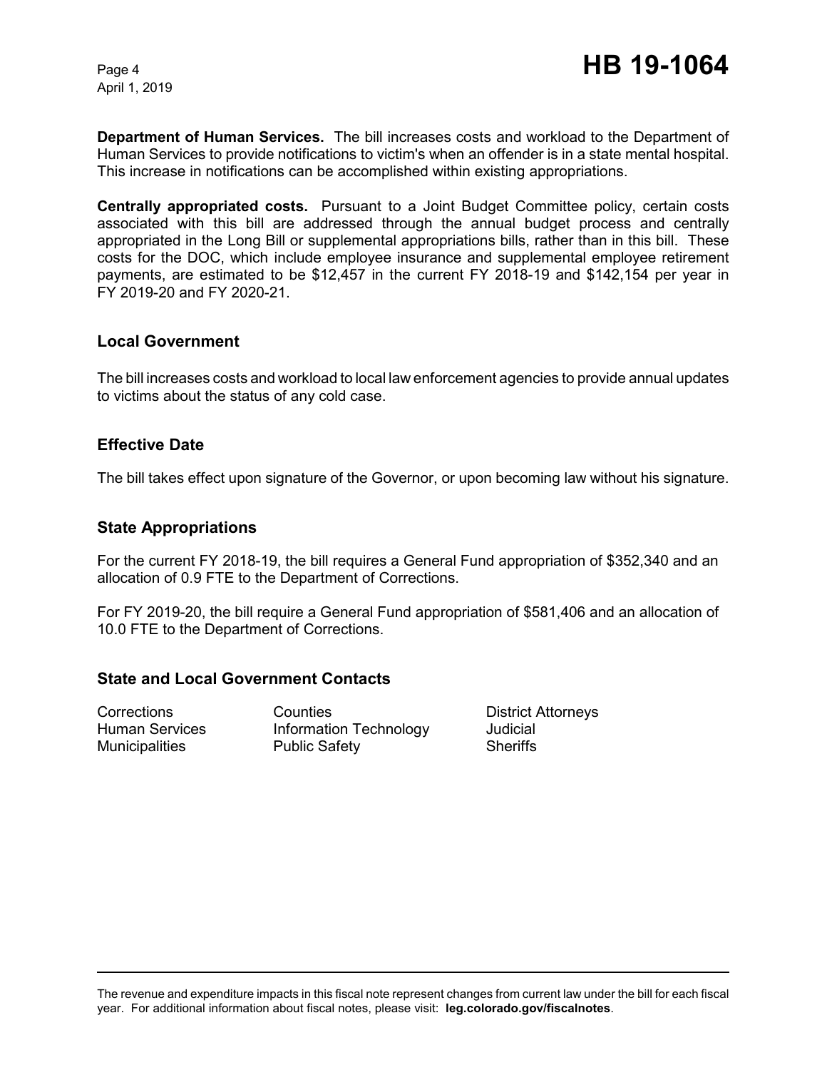**Department of Human Services.** The bill increases costs and workload to the Department of Human Services to provide notifications to victim's when an offender is in a state mental hospital. This increase in notifications can be accomplished within existing appropriations.

**Centrally appropriated costs.** Pursuant to a Joint Budget Committee policy, certain costs associated with this bill are addressed through the annual budget process and centrally appropriated in the Long Bill or supplemental appropriations bills, rather than in this bill. These costs for the DOC, which include employee insurance and supplemental employee retirement payments, are estimated to be $12,457 in the current FY 2018-19 and $142,154 per year in FY 2019-20 and FY 2020-21.

## Local Government

The bill increases costs and workload to local law enforcement agencies to provide annual updates to victims about the status of any cold case.

## Effective Date

The bill takes effect upon signature of the Governor, or upon becoming law without his signature.

## State Appropriations

For the current FY 2018-19, the bill requires a General Fund appropriation of $352,340 and an allocation of 0.9 FTE to the Department of Corrections.

For FY 2019-20, the bill require a General Fund appropriation of $581,406 and an allocation of 10.0 FTE to the Department of Corrections.

## State and Local Government Contacts

| | | |
|---|---|---|
| Corrections | Counties | District Attorneys |
| Human Services | Information Technology | Judicial |
| Municipalities | Public Safety | Sheriffs |

The revenue and expenditure impacts in this fiscal note represent changes from current law under the bill for each fiscal year. For additional information about fiscal notes, please visit: **leg.colorado.gov/fiscalnotes**.